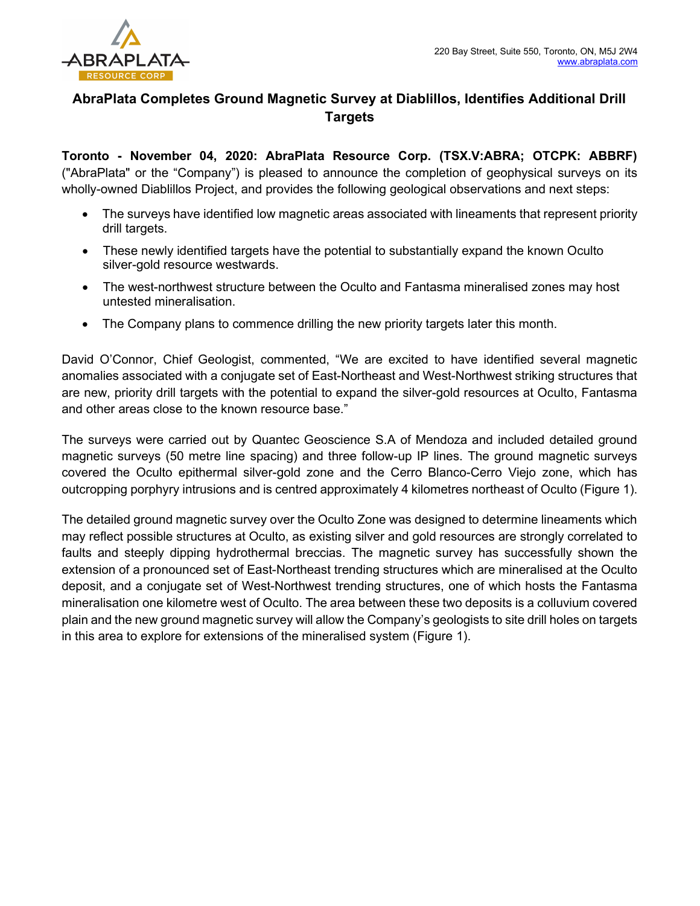220 Bay Street, Suite 550, Toronto, ON, M5J 2W4
www.abraplata.com

# AbraPlata Completes Ground Magnetic Survey at Diablillos, Identifies Additional Drill Targets

**Toronto - November 04, 2020: AbraPlata Resource Corp. (TSX.V:ABRA; OTCPK: ABBRF)** ("AbraPlata" or the "Company") is pleased to announce the completion of geophysical surveys on its wholly-owned Diablillos Project, and provides the following geological observations and next steps:

- The surveys have identified low magnetic areas associated with lineaments that represent priority drill targets.
- These newly identified targets have the potential to substantially expand the known Oculto silver-gold resource westwards.
- The west-northwest structure between the Oculto and Fantasma mineralised zones may host untested mineralisation.
- The Company plans to commence drilling the new priority targets later this month.

David O'Connor, Chief Geologist, commented, "We are excited to have identified several magnetic anomalies associated with a conjugate set of East-Northeast and West-Northwest striking structures that are new, priority drill targets with the potential to expand the silver-gold resources at Oculto, Fantasma and other areas close to the known resource base."

The surveys were carried out by Quantec Geoscience S.A of Mendoza and included detailed ground magnetic surveys (50 metre line spacing) and three follow-up IP lines. The ground magnetic surveys covered the Oculto epithermal silver-gold zone and the Cerro Blanco-Cerro Viejo zone, which has outcropping porphyry intrusions and is centred approximately 4 kilometres northeast of Oculto (Figure 1).

The detailed ground magnetic survey over the Oculto Zone was designed to determine lineaments which may reflect possible structures at Oculto, as existing silver and gold resources are strongly correlated to faults and steeply dipping hydrothermal breccias. The magnetic survey has successfully shown the extension of a pronounced set of East-Northeast trending structures which are mineralised at the Oculto deposit, and a conjugate set of West-Northwest trending structures, one of which hosts the Fantasma mineralisation one kilometre west of Oculto. The area between these two deposits is a colluvium covered plain and the new ground magnetic survey will allow the Company's geologists to site drill holes on targets in this area to explore for extensions of the mineralised system (Figure 1).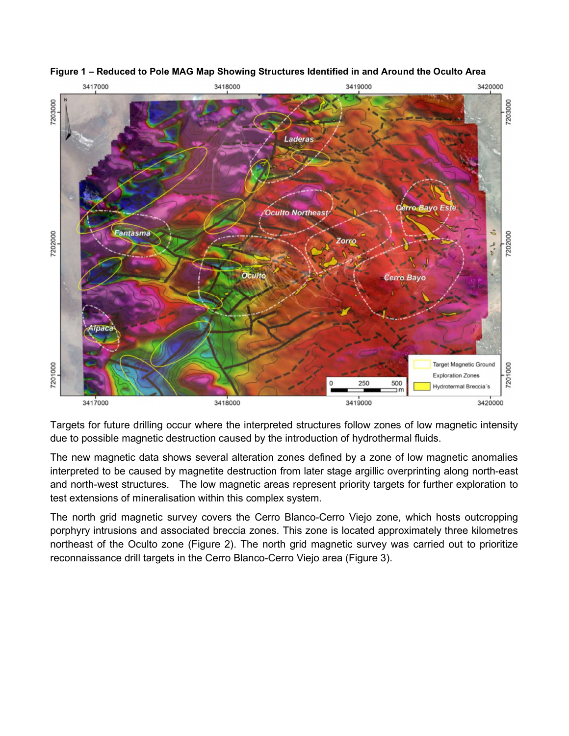**Figure 1 – Reduced to Pole MAG Map Showing Structures Identified in and Around the Oculto Area**

Targets for future drilling occur where the interpreted structures follow zones of low magnetic intensity due to possible magnetic destruction caused by the introduction of hydrothermal fluids.

The new magnetic data shows several alteration zones defined by a zone of low magnetic anomalies interpreted to be caused by magnetite destruction from later stage argillic overprinting along north-east and north-west structures. The low magnetic areas represent priority targets for further exploration to test extensions of mineralisation within this complex system.

The north grid magnetic survey covers the Cerro Blanco-Cerro Viejo zone, which hosts outcropping porphyry intrusions and associated breccia zones. This zone is located approximately three kilometres northeast of the Oculto zone (Figure 2). The north grid magnetic survey was carried out to prioritize reconnaissance drill targets in the Cerro Blanco-Cerro Viejo area (Figure 3).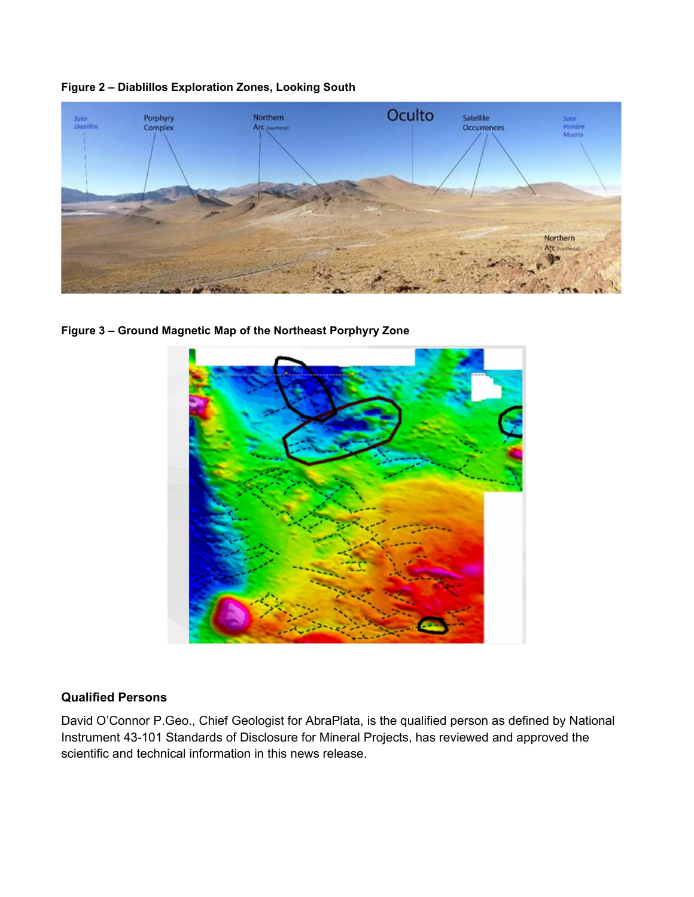**Figure 2 – Diablillos Exploration Zones, Looking South**

**Figure 3 – Ground Magnetic Map of the Northeast Porphyry Zone**

## Qualified Persons

David O'Connor P.Geo., Chief Geologist for AbraPlata, is the qualified person as defined by National Instrument 43-101 Standards of Disclosure for Mineral Projects, has reviewed and approved the scientific and technical information in this news release.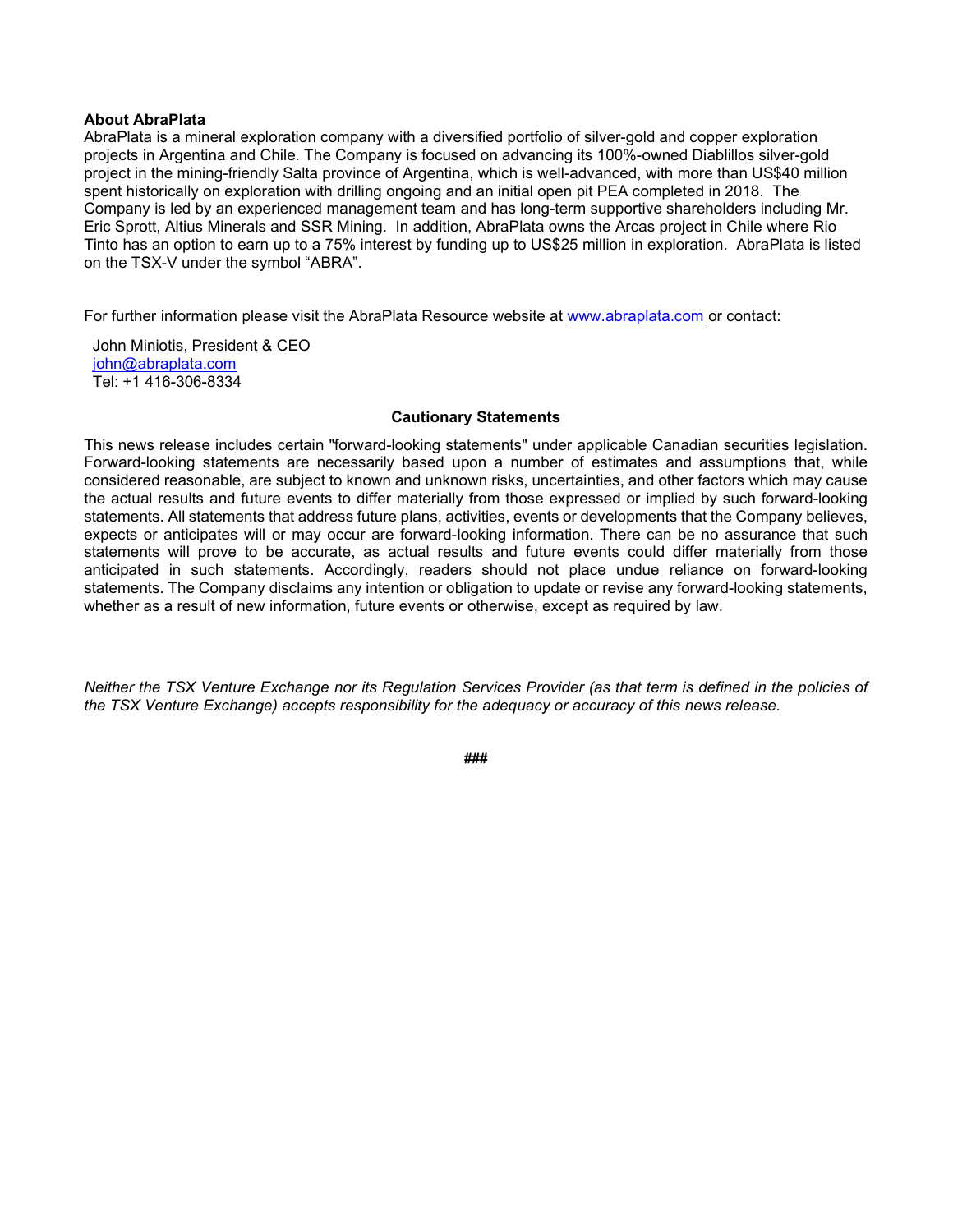**About AbraPlata**

AbraPlata is a mineral exploration company with a diversified portfolio of silver-gold and copper exploration projects in Argentina and Chile. The Company is focused on advancing its 100%-owned Diablillos silver-gold project in the mining-friendly Salta province of Argentina, which is well-advanced, with more than US$40 million spent historically on exploration with drilling ongoing and an initial open pit PEA completed in 2018. The Company is led by an experienced management team and has long-term supportive shareholders including Mr. Eric Sprott, Altius Minerals and SSR Mining. In addition, AbraPlata owns the Arcas project in Chile where Rio Tinto has an option to earn up to a 75% interest by funding up to US$25 million in exploration. AbraPlata is listed on the TSX-V under the symbol "ABRA".

For further information please visit the AbraPlata Resource website at [www.abraplata.com](http://www.abraplata.com) or contact:

John Miniotis, President & CEO
[john@abraplata.com](mailto:john@abraplata.com)
Tel: +1 416-306-8334

**Cautionary Statements**

This news release includes certain "forward-looking statements" under applicable Canadian securities legislation. Forward-looking statements are necessarily based upon a number of estimates and assumptions that, while considered reasonable, are subject to known and unknown risks, uncertainties, and other factors which may cause the actual results and future events to differ materially from those expressed or implied by such forward-looking statements. All statements that address future plans, activities, events or developments that the Company believes, expects or anticipates will or may occur are forward-looking information. There can be no assurance that such statements will prove to be accurate, as actual results and future events could differ materially from those anticipated in such statements. Accordingly, readers should not place undue reliance on forward-looking statements. The Company disclaims any intention or obligation to update or revise any forward-looking statements, whether as a result of new information, future events or otherwise, except as required by law.

*Neither the TSX Venture Exchange nor its Regulation Services Provider (as that term is defined in the policies of the TSX Venture Exchange) accepts responsibility for the adequacy or accuracy of this news release.*

**###**